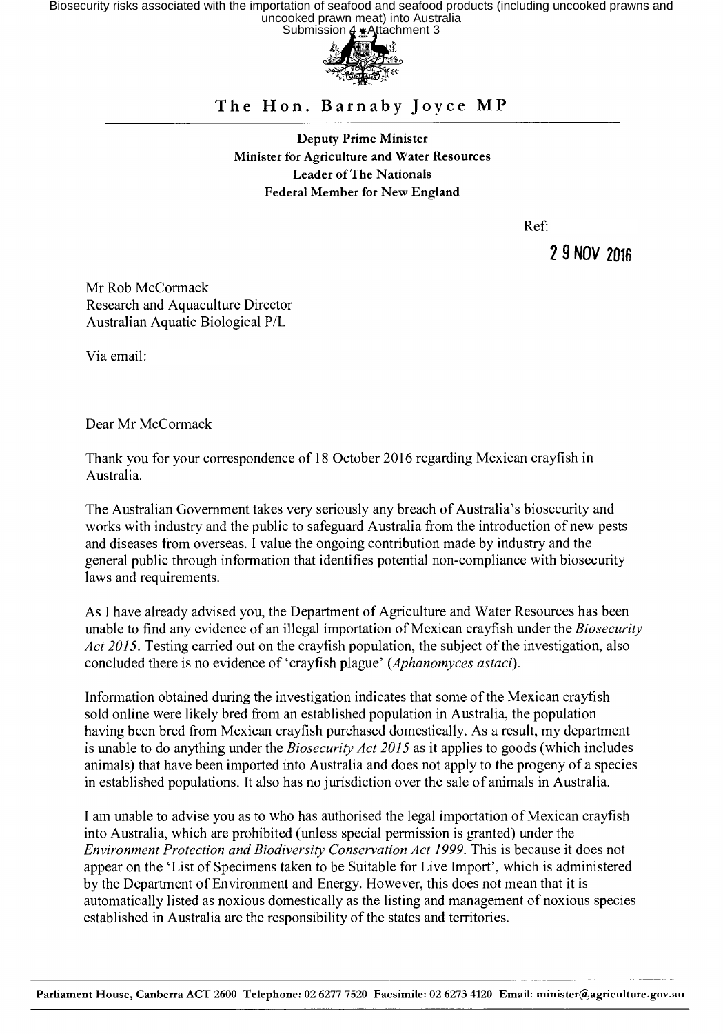# The Hon. Barnaby Joyce MP

**Deputy Prime Minister**
**Minister for Agriculture and Water Resources**
**Leader of The Nationals**
**Federal Member for New England**

Ref:

29 NOV 2016

Mr Rob McCormack
Research and Aquaculture Director
Australian Aquatic Biological P/L

Via email:

Dear Mr McCormack

Thank you for your correspondence of 18 October 2016 regarding Mexican crayfish in Australia.

The Australian Government takes very seriously any breach of Australia's biosecurity and works with industry and the public to safeguard Australia from the introduction of new pests and diseases from overseas. I value the ongoing contribution made by industry and the general public through information that identifies potential non-compliance with biosecurity laws and requirements.

As I have already advised you, the Department of Agriculture and Water Resources has been unable to find any evidence of an illegal importation of Mexican crayfish under the *Biosecurity Act 2015*. Testing carried out on the crayfish population, the subject of the investigation, also concluded there is no evidence of 'crayfish plague' (*Aphanomyces astaci*).

Information obtained during the investigation indicates that some of the Mexican crayfish sold online were likely bred from an established population in Australia, the population having been bred from Mexican crayfish purchased domestically. As a result, my department is unable to do anything under the *Biosecurity Act 2015* as it applies to goods (which includes animals) that have been imported into Australia and does not apply to the progeny of a species in established populations. It also has no jurisdiction over the sale of animals in Australia.

I am unable to advise you as to who has authorised the legal importation of Mexican crayfish into Australia, which are prohibited (unless special permission is granted) under the *Environment Protection and Biodiversity Conservation Act 1999*. This is because it does not appear on the 'List of Specimens taken to be Suitable for Live Import', which is administered by the Department of Environment and Energy. However, this does not mean that it is automatically listed as noxious domestically as the listing and management of noxious species established in Australia are the responsibility of the states and territories.

**Parliament House, Canberra ACT 2600 Telephone: 02 6277 7520 Facsimile: 02 6273 4120 Email: minister@agriculture.gov.au**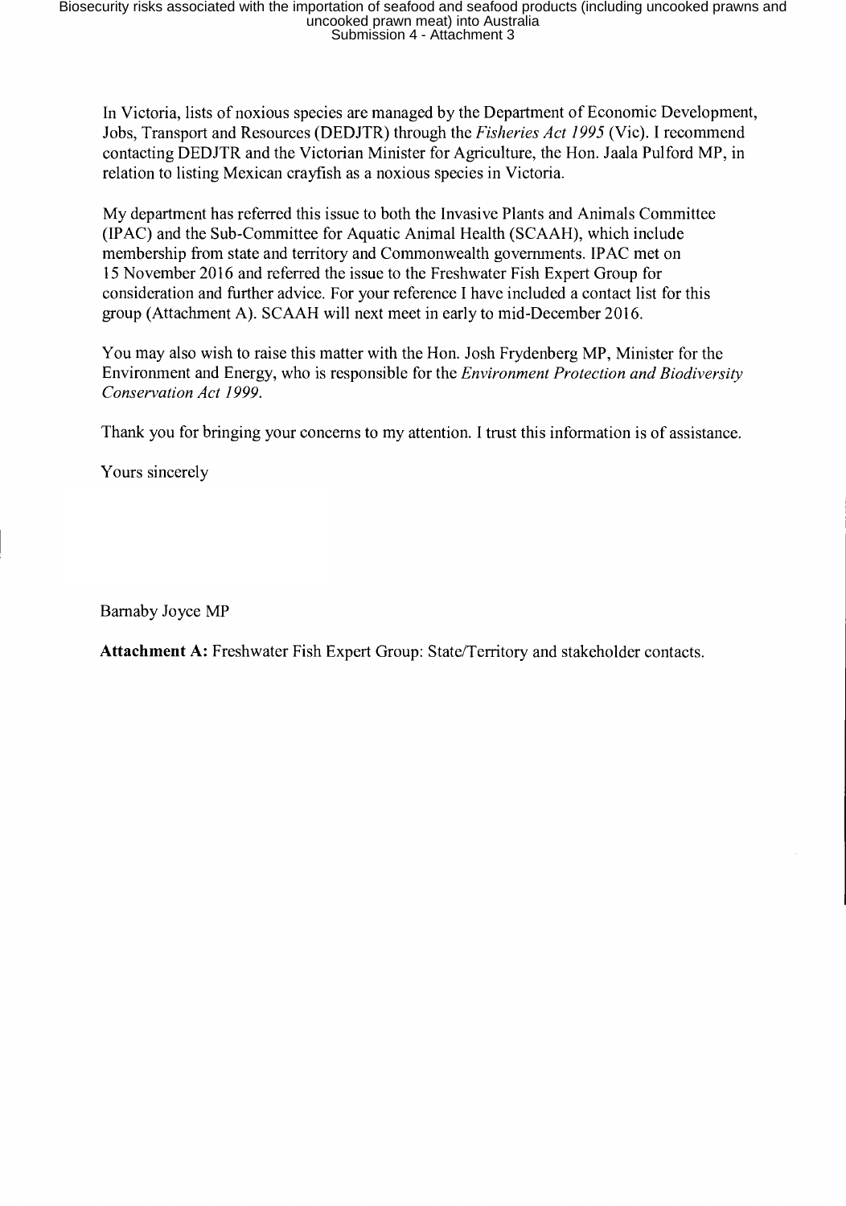In Victoria, lists of noxious species are managed by the Department of Economic Development, Jobs, Transport and Resources (DEDJTR) through the *Fisheries Act 1995* (Vic). I recommend contacting DEDJTR and the Victorian Minister for Agriculture, the Hon. Jaala Pulford MP, in relation to listing Mexican crayfish as a noxious species in Victoria.

My department has referred this issue to both the Invasive Plants and Animals Committee (IPAC) and the Sub-Committee for Aquatic Animal Health (SCAAH), which include membership from state and territory and Commonwealth governments. IPAC met on 15 November 2016 and referred the issue to the Freshwater Fish Expert Group for consideration and further advice. For your reference I have included a contact list for this group (Attachment A). SCAAH will next meet in early to mid-December 2016.

You may also wish to raise this matter with the Hon. Josh Frydenberg MP, Minister for the Environment and Energy, who is responsible for the *Environment Protection and Biodiversity Conservation Act 1999*.

Thank you for bringing your concerns to my attention. I trust this information is of assistance.

Yours sincerely

Barnaby Joyce MP

**Attachment A:** Freshwater Fish Expert Group: State/Territory and stakeholder contacts.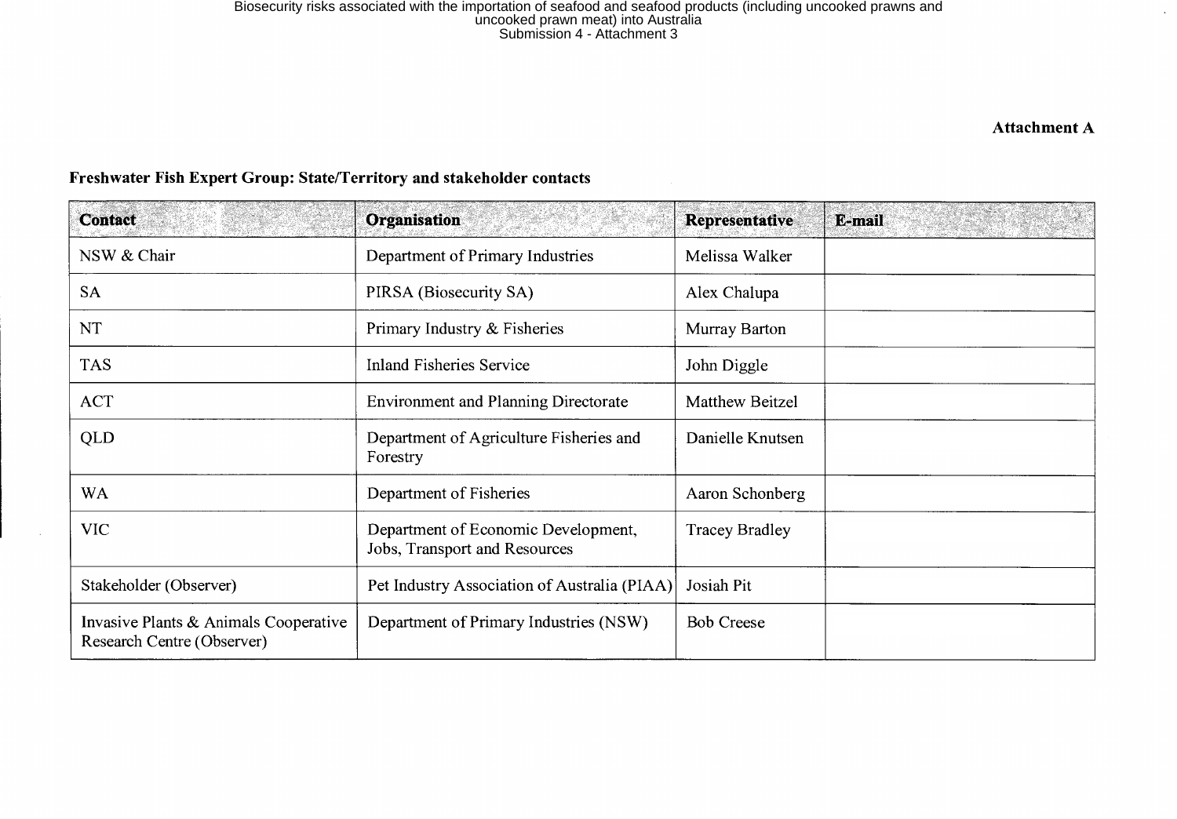**Attachment A**

**Freshwater Fish Expert Group: State/Territory and stakeholder contacts**

| Contact | Organisation | Representative | E-mail |
|---|---|---|---|
| NSW & Chair | Department of Primary Industries | Melissa Walker | |
| SA | PIRSA (Biosecurity SA) | Alex Chalupa | |
| NT | Primary Industry & Fisheries | Murray Barton | |
| TAS | Inland Fisheries Service | John Diggle | |
| ACT | Environment and Planning Directorate | Matthew Beitzel | |
| QLD | Department of Agriculture Fisheries and Forestry | Danielle Knutsen | |
| WA | Department of Fisheries | Aaron Schonberg | |
| VIC | Department of Economic Development, Jobs, Transport and Resources | Tracey Bradley | |
| Stakeholder (Observer) | Pet Industry Association of Australia (PIAA) | Josiah Pit | |
| Invasive Plants & Animals Cooperative Research Centre (Observer) | Department of Primary Industries (NSW) | Bob Creese | |